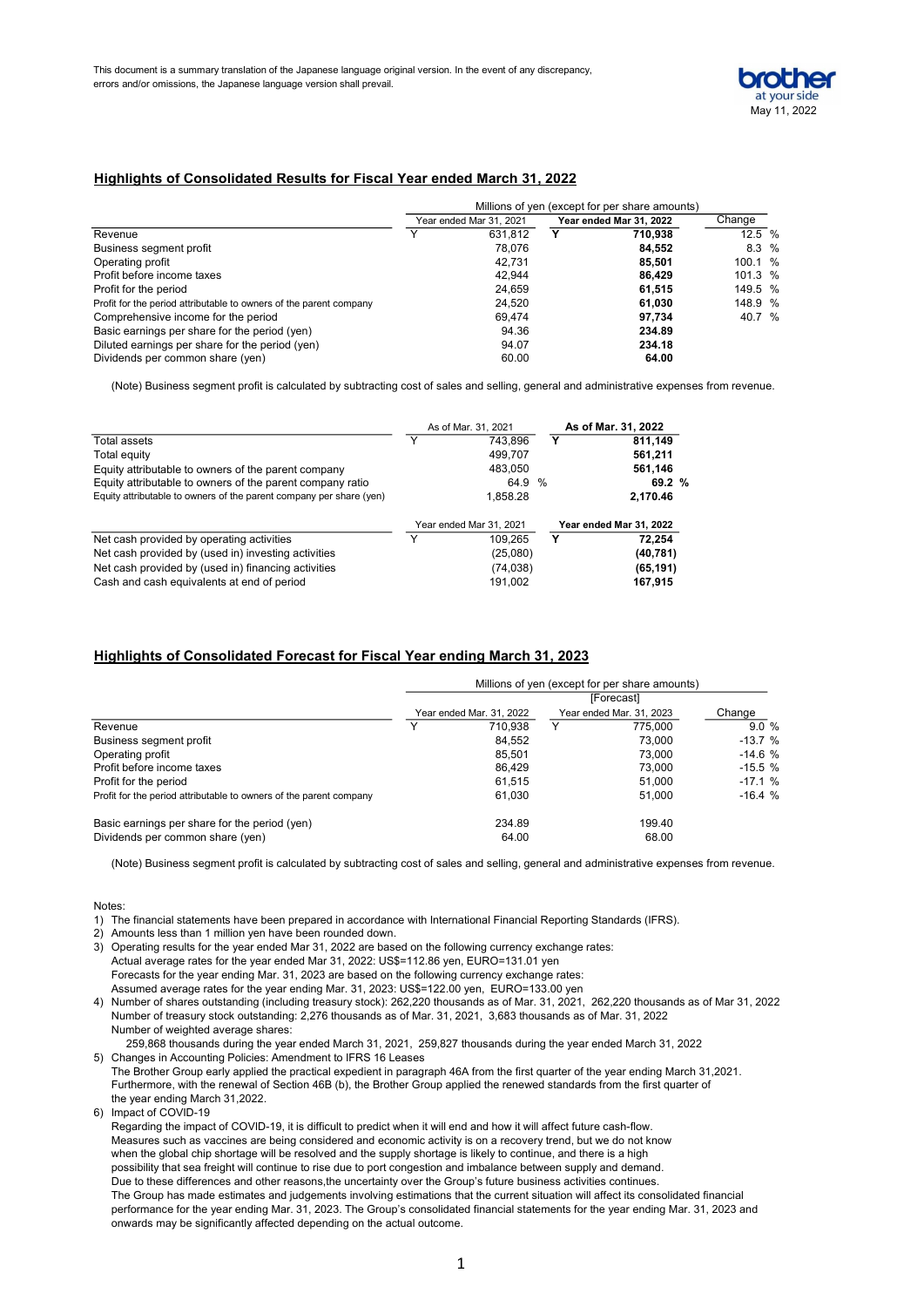This document is a summary translation of the Japanese language original version. In the event of any discrepancy, errors and/or omissions, the Japanese language version shall prevail.

May 11, 2022

## Highlights of Consolidated Results for Fiscal Year ended March 31, 2022

| | Millions of yen (except for per share amounts) | | |
|---|---|---|---|
| | Year ended Mar 31, 2021 | **Year ended Mar 31, 2022** | Change |
| Revenue | Y 631,812 | **Y 710,938** | 12.5 % |
| Business segment profit | 78,076 | **84,552** | 8.3 % |
| Operating profit | 42,731 | **85,501** | 100.1 % |
| Profit before income taxes | 42,944 | **86,429** | 101.3 % |
| Profit for the period | 24,659 | **61,515** | 149.5 % |
| Profit for the period attributable to owners of the parent company | 24,520 | **61,030** | 148.9 % |
| Comprehensive income for the period | 69,474 | **97,734** | 40.7 % |
| Basic earnings per share for the period (yen) | 94.36 | **234.89** | |
| Diluted earnings per share for the period (yen) | 94.07 | **234.18** | |
| Dividends per common share (yen) | 60.00 | **64.00** | |

(Note) Business segment profit is calculated by subtracting cost of sales and selling, general and administrative expenses from revenue.

| | As of Mar. 31, 2021 | **As of Mar. 31, 2022** |
|---|---|---|
| Total assets | Y 743,896 | **Y 811,149** |
| Total equity | 499,707 | **561,211** |
| Equity attributable to owners of the parent company | 483,050 | **561,146** |
| Equity attributable to owners of the parent company ratio | 64.9 % | **69.2 %** |
| Equity attributable to owners of the parent company per share (yen) | 1,858.28 | **2,170.46** |

| | Year ended Mar 31, 2021 | **Year ended Mar 31, 2022** |
|---|---|---|
| Net cash provided by operating activities | Y 109,265 | **Y 72,254** |
| Net cash provided by (used in) investing activities | (25,080) | **(40,781)** |
| Net cash provided by (used in) financing activities | (74,038) | **(65,191)** |
| Cash and cash equivalents at end of period | 191,002 | **167,915** |

## Highlights of Consolidated Forecast for Fiscal Year ending March 31, 2023

| | Millions of yen (except for per share amounts) | | |
|---|---|---|---|
| | | [Forecast] | |
| | Year ended Mar. 31, 2022 | Year ended Mar. 31, 2023 | Change |
| Revenue | Y 710,938 | Y 775,000 | 9.0 % |
| Business segment profit | 84,552 | 73,000 | -13.7 % |
| Operating profit | 85,501 | 73,000 | -14.6 % |
| Profit before income taxes | 86,429 | 73,000 | -15.5 % |
| Profit for the period | 61,515 | 51,000 | -17.1 % |
| Profit for the period attributable to owners of the parent company | 61,030 | 51,000 | -16.4 % |
| Basic earnings per share for the period (yen) | 234.89 | 199.40 | |
| Dividends per common share (yen) | 64.00 | 68.00 | |

(Note) Business segment profit is calculated by subtracting cost of sales and selling, general and administrative expenses from revenue.

Notes:

1) The financial statements have been prepared in accordance with International Financial Reporting Standards (IFRS).
2) Amounts less than 1 million yen have been rounded down.
3) Operating results for the year ended Mar 31, 2022 are based on the following currency exchange rates:
   Actual average rates for the year ended Mar 31, 2022: US$=112.86 yen, EURO=131.01 yen
   Forecasts for the year ending Mar. 31, 2023 are based on the following currency exchange rates:
   Assumed average rates for the year ending Mar. 31, 2023: US$=122.00 yen, EURO=133.00 yen
4) Number of shares outstanding (including treasury stock): 262,220 thousands as of Mar. 31, 2021, 262,220 thousands as of Mar 31, 2022
   Number of treasury stock outstanding: 2,276 thousands as of Mar. 31, 2021, 3,683 thousands as of Mar. 31, 2022
   Number of weighted average shares:
   259,868 thousands during the year ended March 31, 2021, 259,827 thousands during the year ended March 31, 2022
5) Changes in Accounting Policies: Amendment to IFRS 16 Leases
   The Brother Group early applied the practical expedient in paragraph 46A from the first quarter of the year ending March 31,2021.
   Furthermore, with the renewal of Section 46B (b), the Brother Group applied the renewed standards from the first quarter of the year ending March 31,2022.
6) Impact of COVID-19
   Regarding the impact of COVID-19, it is difficult to predict when it will end and how it will affect future cash-flow.
   Measures such as vaccines are being considered and economic activity is on a recovery trend, but we do not know when the global chip shortage will be resolved and the supply shortage is likely to continue, and there is a high possibility that sea freight will continue to rise due to port congestion and imbalance between supply and demand.
   Due to these differences and other reasons,the uncertainty over the Group's future business activities continues.
   The Group has made estimates and judgements involving estimations that the current situation will affect its consolidated financial performance for the year ending Mar. 31, 2023. The Group's consolidated financial statements for the year ending Mar. 31, 2023 and onwards may be significantly affected depending on the actual outcome.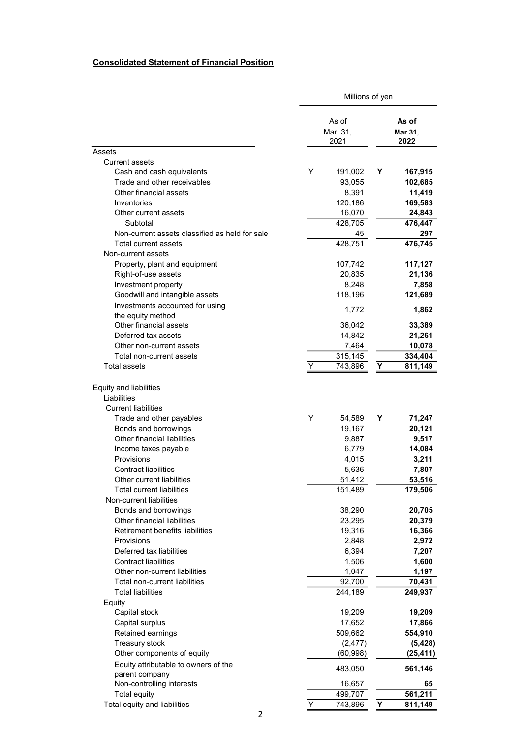## Consolidated Statement of Financial Position

| | Millions of yen | | | |
|---|---|---|---|---|
| | | As of Mar. 31, 2021 | | **As of Mar 31, 2022** |
| Assets | | | | |
| Current assets | | | | |
| Cash and cash equivalents | Y | 191,002 | **Y** | **167,915** |
| Trade and other receivables | | 93,055 | | **102,685** |
| Other financial assets | | 8,391 | | **11,419** |
| Inventories | | 120,186 | | **169,583** |
| Other current assets | | 16,070 | | **24,843** |
| Subtotal | | 428,705 | | **476,447** |
| Non-current assets classified as held for sale | | 45 | | **297** |
| Total current assets | | 428,751 | | **476,745** |
| Non-current assets | | | | |
| Property, plant and equipment | | 107,742 | | **117,127** |
| Right-of-use assets | | 20,835 | | **21,136** |
| Investment property | | 8,248 | | **7,858** |
| Goodwill and intangible assets | | 118,196 | | **121,689** |
| Investments accounted for using the equity method | | 1,772 | | **1,862** |
| Other financial assets | | 36,042 | | **33,389** |
| Deferred tax assets | | 14,842 | | **21,261** |
| Other non-current assets | | 7,464 | | **10,078** |
| Total non-current assets | | 315,145 | | **334,404** |
| Total assets | Y | 743,896 | **Y** | **811,149** |
| Equity and liabilities | | | | |
| Liabilities | | | | |
| Current liabilities | | | | |
| Trade and other payables | Y | 54,589 | **Y** | **71,247** |
| Bonds and borrowings | | 19,167 | | **20,121** |
| Other financial liabilities | | 9,887 | | **9,517** |
| Income taxes payable | | 6,779 | | **14,084** |
| Provisions | | 4,015 | | **3,211** |
| Contract liabilities | | 5,636 | | **7,807** |
| Other current liabilities | | 51,412 | | **53,516** |
| Total current liabilities | | 151,489 | | **179,506** |
| Non-current liabilities | | | | |
| Bonds and borrowings | | 38,290 | | **20,705** |
| Other financial liabilities | | 23,295 | | **20,379** |
| Retirement benefits liabilities | | 19,316 | | **16,366** |
| Provisions | | 2,848 | | **2,972** |
| Deferred tax liabilities | | 6,394 | | **7,207** |
| Contract liabilities | | 1,506 | | **1,600** |
| Other non-current liabilities | | 1,047 | | **1,197** |
| Total non-current liabilities | | 92,700 | | **70,431** |
| Total liabilities | | 244,189 | | **249,937** |
| Equity | | | | |
| Capital stock | | 19,209 | | **19,209** |
| Capital surplus | | 17,652 | | **17,866** |
| Retained earnings | | 509,662 | | **554,910** |
| Treasury stock | | (2,477) | | **(5,428)** |
| Other components of equity | | (60,998) | | **(25,411)** |
| Equity attributable to owners of the parent company | | 483,050 | | **561,146** |
| Non-controlling interests | | 16,657 | | **65** |
| Total equity | | 499,707 | | **561,211** |
| Total equity and liabilities | Y | 743,896 | **Y** | **811,149** |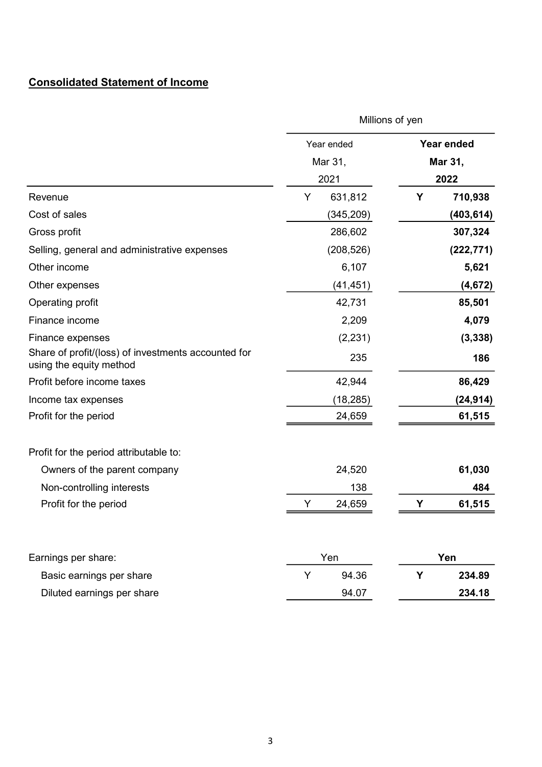## Consolidated Statement of Income

| | Millions of yen | |
|---|---|---|
| | Year ended Mar 31, 2021 | **Year ended Mar 31, 2022** |
| Revenue | Y 631,812 | **Y 710,938** |
| Cost of sales | (345,209) | **(403,614)** |
| Gross profit | 286,602 | **307,324** |
| Selling, general and administrative expenses | (208,526) | **(222,771)** |
| Other income | 6,107 | **5,621** |
| Other expenses | (41,451) | **(4,672)** |
| Operating profit | 42,731 | **85,501** |
| Finance income | 2,209 | **4,079** |
| Finance expenses | (2,231) | **(3,338)** |
| Share of profit/(loss) of investments accounted for using the equity method | 235 | **186** |
| Profit before income taxes | 42,944 | **86,429** |
| Income tax expenses | (18,285) | **(24,914)** |
| Profit for the period | 24,659 | **61,515** |
| | | |
| Profit for the period attributable to: | | |
| Owners of the parent company | 24,520 | **61,030** |
| Non-controlling interests | 138 | **484** |
| Profit for the period | Y 24,659 | **Y 61,515** |
| | | |
| Earnings per share: | Yen | **Yen** |
| Basic earnings per share | Y 94.36 | **Y 234.89** |
| Diluted earnings per share | 94.07 | **234.18** |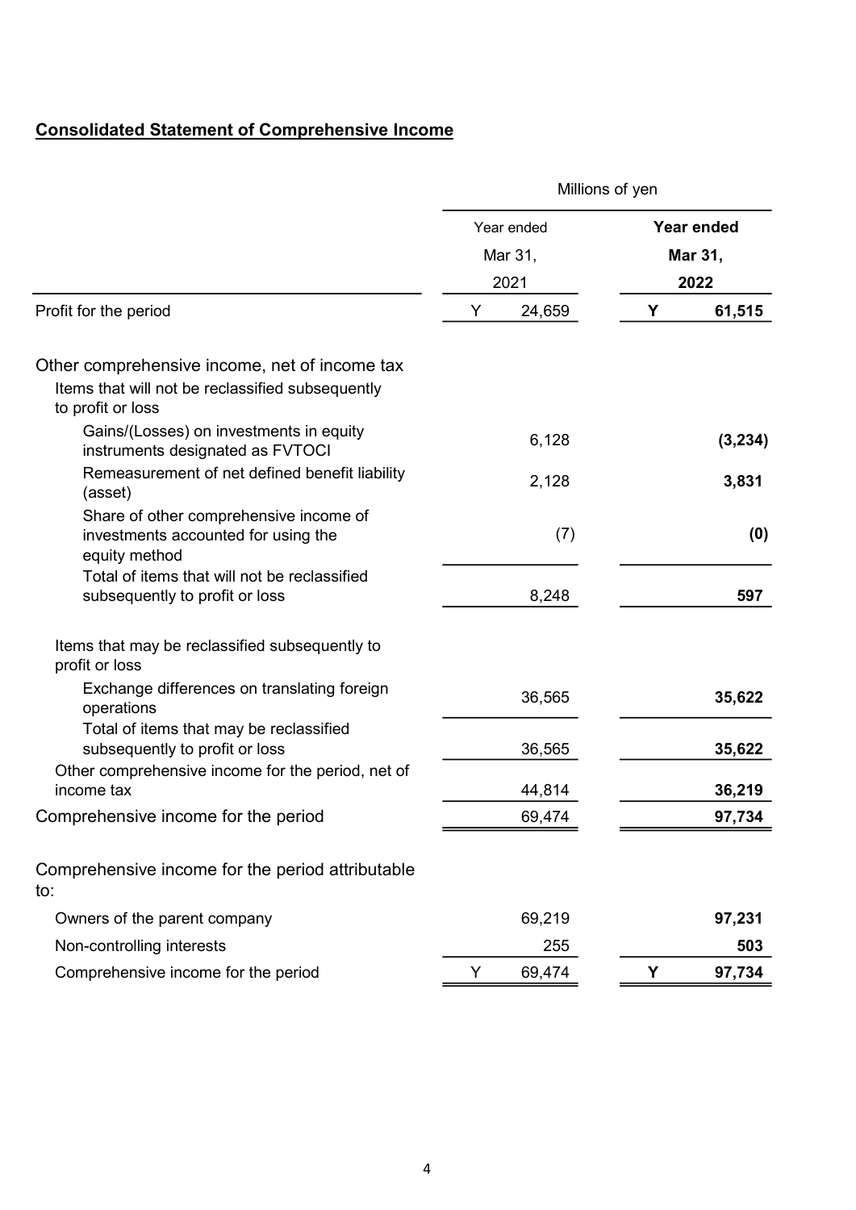## Consolidated Statement of Comprehensive Income

| | Millions of yen | |
|---|---|---|
| | Year ended Mar 31, 2021 | **Year ended Mar 31, 2022** |
| Profit for the period | Y 24,659 | **Y 61,515** |
| Other comprehensive income, net of income tax | | |
| Items that will not be reclassified subsequently to profit or loss | | |
| Gains/(Losses) on investments in equity instruments designated as FVTOCI | 6,128 | **(3,234)** |
| Remeasurement of net defined benefit liability (asset) | 2,128 | **3,831** |
| Share of other comprehensive income of investments accounted for using the equity method | (7) | **(0)** |
| Total of items that will not be reclassified subsequently to profit or loss | 8,248 | **597** |
| Items that may be reclassified subsequently to profit or loss | | |
| Exchange differences on translating foreign operations | 36,565 | **35,622** |
| Total of items that may be reclassified subsequently to profit or loss | 36,565 | **35,622** |
| Other comprehensive income for the period, net of income tax | 44,814 | **36,219** |
| Comprehensive income for the period | 69,474 | **97,734** |
| Comprehensive income for the period attributable to: | | |
| Owners of the parent company | 69,219 | **97,231** |
| Non-controlling interests | 255 | **503** |
| Comprehensive income for the period | Y 69,474 | **Y 97,734** |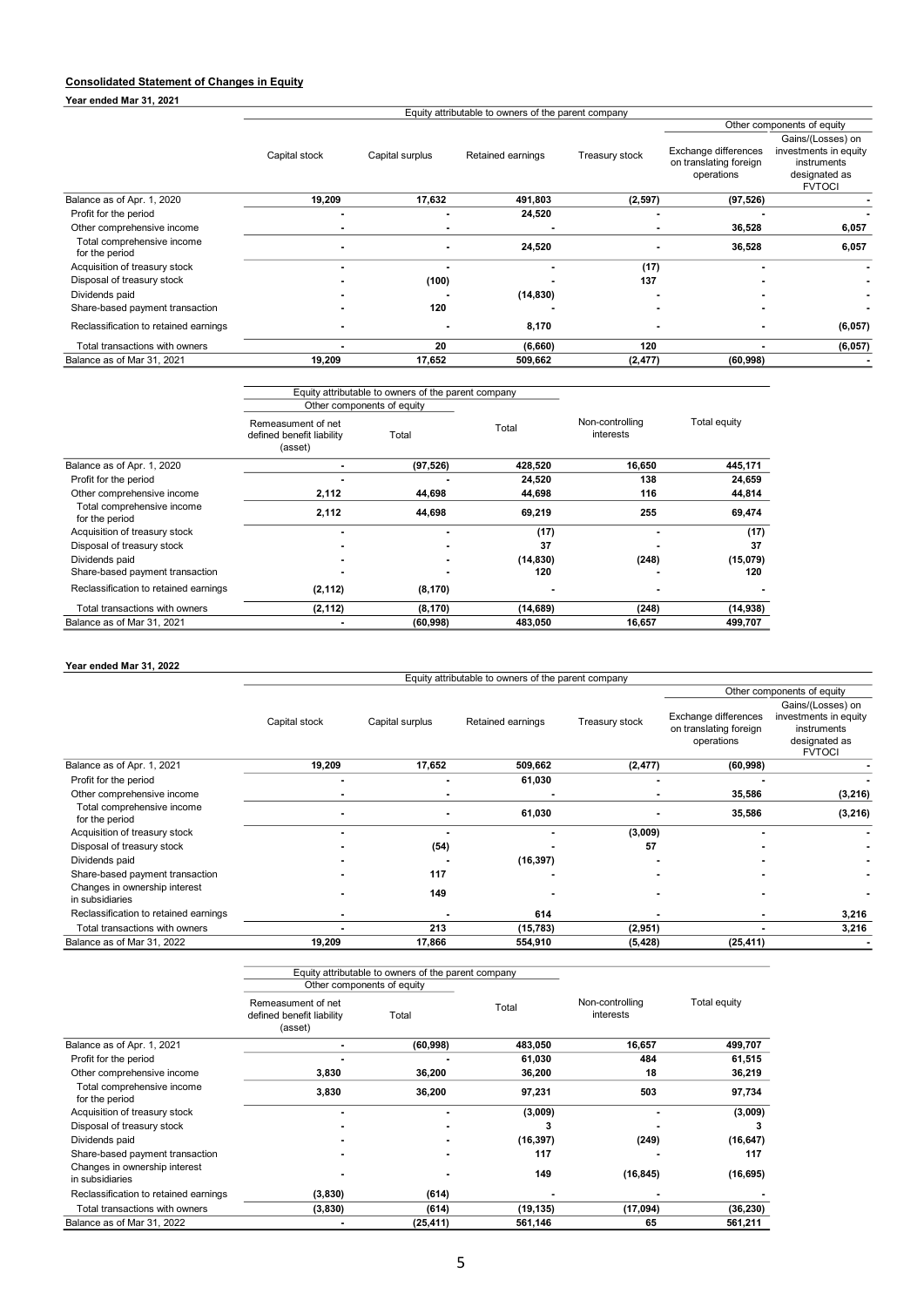**Consolidated Statement of Changes in Equity**

**Year ended Mar 31, 2021**

| | Equity attributable to owners of the parent company | | | | | |
|---|---|---|---|---|---|---|
| | | | | | Other components of equity | |
| | Capital stock | Capital surplus | Retained earnings | Treasury stock | Exchange differences on translating foreign operations | Gains/(Losses) on investments in equity instruments designated as FVTOCI |
| Balance as of Apr. 1, 2020 | 19,209 | 17,632 | 491,803 | (2,597) | (97,526) | - |
| Profit for the period | - | - | 24,520 | - | - | - |
| Other comprehensive income | - | - | - | - | 36,528 | 6,057 |
| Total comprehensive income for the period | - | - | 24,520 | - | 36,528 | 6,057 |
| Acquisition of treasury stock | - | - | - | (17) | - | - |
| Disposal of treasury stock | - | (100) | - | 137 | - | - |
| Dividends paid | - | - | (14,830) | - | - | - |
| Share-based payment transaction | - | 120 | - | - | - | - |
| Reclassification to retained earnings | - | - | 8,170 | - | - | (6,057) |
| Total transactions with owners | - | 20 | (6,660) | 120 | - | (6,057) |
| Balance as of Mar 31, 2021 | 19,209 | 17,652 | 509,662 | (2,477) | (60,998) | - |

| | Equity attributable to owners of the parent company | | | | |
|---|---|---|---|---|---|
| | Other components of equity | | | | |
| | Remeasument of net defined benefit liability (asset) | Total | Total | Non-controlling interests | Total equity |
| Balance as of Apr. 1, 2020 | - | (97,526) | 428,520 | 16,650 | 445,171 |
| Profit for the period | - | - | 24,520 | 138 | 24,659 |
| Other comprehensive income | 2,112 | 44,698 | 44,698 | 116 | 44,814 |
| Total comprehensive income for the period | 2,112 | 44,698 | 69,219 | 255 | 69,474 |
| Acquisition of treasury stock | - | - | (17) | - | (17) |
| Disposal of treasury stock | - | - | 37 | - | 37 |
| Dividends paid | - | - | (14,830) | (248) | (15,079) |
| Share-based payment transaction | - | - | 120 | - | 120 |
| Reclassification to retained earnings | (2,112) | (8,170) | - | - | - |
| Total transactions with owners | (2,112) | (8,170) | (14,689) | (248) | (14,938) |
| Balance as of Mar 31, 2021 | - | (60,998) | 483,050 | 16,657 | 499,707 |

**Year ended Mar 31, 2022**

| | Equity attributable to owners of the parent company | | | | | |
|---|---|---|---|---|---|---|
| | | | | | Other components of equity | |
| | Capital stock | Capital surplus | Retained earnings | Treasury stock | Exchange differences on translating foreign operations | Gains/(Losses) on investments in equity instruments designated as FVTOCI |
| Balance as of Apr. 1, 2021 | 19,209 | 17,652 | 509,662 | (2,477) | (60,998) | - |
| Profit for the period | - | - | 61,030 | - | - | - |
| Other comprehensive income | - | - | - | - | 35,586 | (3,216) |
| Total comprehensive income for the period | - | - | 61,030 | - | 35,586 | (3,216) |
| Acquisition of treasury stock | - | - | - | (3,009) | - | - |
| Disposal of treasury stock | - | (54) | - | 57 | - | - |
| Dividends paid | - | - | (16,397) | - | - | - |
| Share-based payment transaction | - | 117 | - | - | - | - |
| Changes in ownership interest in subsidiaries | - | 149 | - | - | - | - |
| Reclassification to retained earnings | - | - | 614 | - | - | 3,216 |
| Total transactions with owners | - | 213 | (15,783) | (2,951) | - | 3,216 |
| Balance as of Mar 31, 2022 | 19,209 | 17,866 | 554,910 | (5,428) | (25,411) | - |

| | Equity attributable to owners of the parent company | | | | |
|---|---|---|---|---|---|
| | Other components of equity | | | | |
| | Remeasument of net defined benefit liability (asset) | Total | Total | Non-controlling interests | Total equity |
| Balance as of Apr. 1, 2021 | - | (60,998) | 483,050 | 16,657 | 499,707 |
| Profit for the period | - | - | 61,030 | 484 | 61,515 |
| Other comprehensive income | 3,830 | 36,200 | 36,200 | 18 | 36,219 |
| Total comprehensive income for the period | 3,830 | 36,200 | 97,231 | 503 | 97,734 |
| Acquisition of treasury stock | - | - | (3,009) | - | (3,009) |
| Disposal of treasury stock | - | - | 3 | - | 3 |
| Dividends paid | - | - | (16,397) | (249) | (16,647) |
| Share-based payment transaction | - | - | 117 | - | 117 |
| Changes in ownership interest in subsidiaries | - | - | 149 | (16,845) | (16,695) |
| Reclassification to retained earnings | (3,830) | (614) | - | - | - |
| Total transactions with owners | (3,830) | (614) | (19,135) | (17,094) | (36,230) |
| Balance as of Mar 31, 2022 | - | (25,411) | 561,146 | 65 | 561,211 |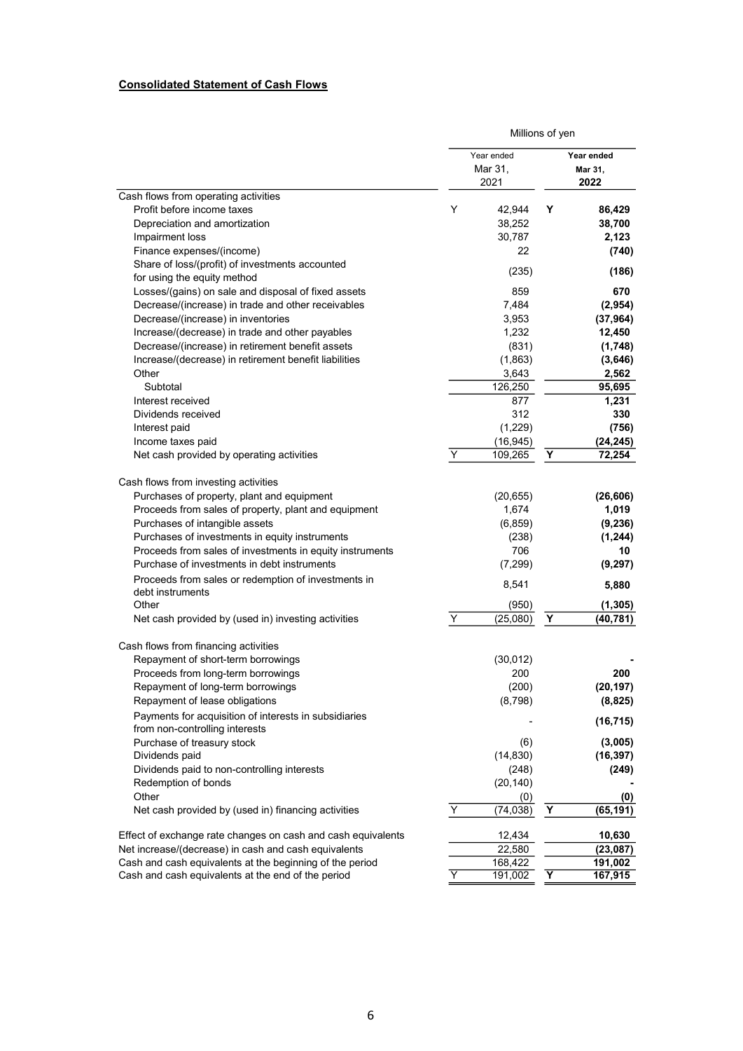**Consolidated Statement of Cash Flows**

| | Millions of yen | | | |
|---|---|---|---|---|
| | Year ended Mar 31, 2021 | | **Year ended Mar 31, 2022** | |
| Cash flows from operating activities | | | | |
| Profit before income taxes | Y | 42,944 | **Y** | **86,429** |
| Depreciation and amortization | | 38,252 | | **38,700** |
| Impairment loss | | 30,787 | | **2,123** |
| Finance expenses/(income) | | 22 | | **(740)** |
| Share of loss/(profit) of investments accounted for using the equity method | | (235) | | **(186)** |
| Losses/(gains) on sale and disposal of fixed assets | | 859 | | **670** |
| Decrease/(increase) in trade and other receivables | | 7,484 | | **(2,954)** |
| Decrease/(increase) in inventories | | 3,953 | | **(37,964)** |
| Increase/(decrease) in trade and other payables | | 1,232 | | **12,450** |
| Decrease/(increase) in retirement benefit assets | | (831) | | **(1,748)** |
| Increase/(decrease) in retirement benefit liabilities | | (1,863) | | **(3,646)** |
| Other | | 3,643 | | **2,562** |
| Subtotal | | 126,250 | | **95,695** |
| Interest received | | 877 | | **1,231** |
| Dividends received | | 312 | | **330** |
| Interest paid | | (1,229) | | **(756)** |
| Income taxes paid | | (16,945) | | **(24,245)** |
| Net cash provided by operating activities | Y | 109,265 | **Y** | **72,254** |
| Cash flows from investing activities | | | | |
| Purchases of property, plant and equipment | | (20,655) | | **(26,606)** |
| Proceeds from sales of property, plant and equipment | | 1,674 | | **1,019** |
| Purchases of intangible assets | | (6,859) | | **(9,236)** |
| Purchases of investments in equity instruments | | (238) | | **(1,244)** |
| Proceeds from sales of investments in equity instruments | | 706 | | **10** |
| Purchase of investments in debt instruments | | (7,299) | | **(9,297)** |
| Proceeds from sales or redemption of investments in debt instruments | | 8,541 | | **5,880** |
| Other | | (950) | | **(1,305)** |
| Net cash provided by (used in) investing activities | Y | (25,080) | **Y** | **(40,781)** |
| Cash flows from financing activities | | | | |
| Repayment of short-term borrowings | | (30,012) | | **-** |
| Proceeds from long-term borrowings | | 200 | | **200** |
| Repayment of long-term borrowings | | (200) | | **(20,197)** |
| Repayment of lease obligations | | (8,798) | | **(8,825)** |
| Payments for acquisition of interests in subsidiaries from non-controlling interests | | - | | **(16,715)** |
| Purchase of treasury stock | | (6) | | **(3,005)** |
| Dividends paid | | (14,830) | | **(16,397)** |
| Dividends paid to non-controlling interests | | (248) | | **(249)** |
| Redemption of bonds | | (20,140) | | **-** |
| Other | | (0) | | **(0)** |
| Net cash provided by (used in) financing activities | Y | (74,038) | **Y** | **(65,191)** |
| Effect of exchange rate changes on cash and cash equivalents | | 12,434 | | **10,630** |
| Net increase/(decrease) in cash and cash equivalents | | 22,580 | | **(23,087)** |
| Cash and cash equivalents at the beginning of the period | | 168,422 | | **191,002** |
| Cash and cash equivalents at the end of the period | Y | 191,002 | **Y** | **167,915** |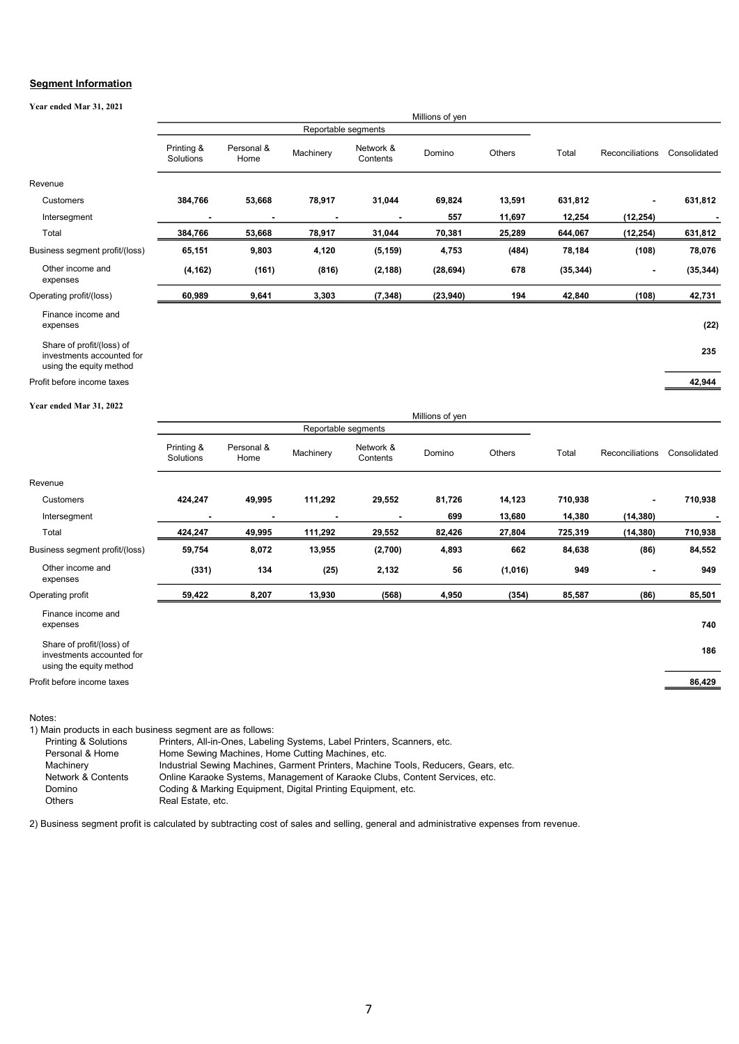## Segment Information

**Year ended Mar 31, 2021**

| | Millions of yen | | | | | | | | |
|---|---|---|---|---|---|---|---|---|---|
| | Reportable segments | | | | | | | | |
| | Printing & Solutions | Personal & Home | Machinery | Network & Contents | Domino | Others | Total | Reconciliations | Consolidated |
| Revenue | | | | | | | | | |
| Customers | **384,766** | **53,668** | **78,917** | **31,044** | **69,824** | **13,591** | **631,812** | **-** | **631,812** |
| Intersegment | **-** | **-** | **-** | **-** | **557** | **11,697** | **12,254** | **(12,254)** | **-** |
| Total | **384,766** | **53,668** | **78,917** | **31,044** | **70,381** | **25,289** | **644,067** | **(12,254)** | **631,812** |
| Business segment profit/(loss) | **65,151** | **9,803** | **4,120** | **(5,159)** | **4,753** | **(484)** | **78,184** | **(108)** | **78,076** |
| Other income and expenses | **(4,162)** | **(161)** | **(816)** | **(2,188)** | **(28,694)** | **678** | **(35,344)** | **-** | **(35,344)** |
| Operating profit/(loss) | **60,989** | **9,641** | **3,303** | **(7,348)** | **(23,940)** | **194** | **42,840** | **(108)** | **42,731** |
| Finance income and expenses | | | | | | | | | **(22)** |
| Share of profit/(loss) of investments accounted for using the equity method | | | | | | | | | **235** |
| Profit before income taxes | | | | | | | | | **42,944** |

**Year ended Mar 31, 2022**

| | Millions of yen | | | | | | | | |
|---|---|---|---|---|---|---|---|---|---|
| | Reportable segments | | | | | | | | |
| | Printing & Solutions | Personal & Home | Machinery | Network & Contents | Domino | Others | Total | Reconciliations | Consolidated |
| Revenue | | | | | | | | | |
| Customers | **424,247** | **49,995** | **111,292** | **29,552** | **81,726** | **14,123** | **710,938** | **-** | **710,938** |
| Intersegment | **-** | **-** | **-** | **-** | **699** | **13,680** | **14,380** | **(14,380)** | **-** |
| Total | **424,247** | **49,995** | **111,292** | **29,552** | **82,426** | **27,804** | **725,319** | **(14,380)** | **710,938** |
| Business segment profit/(loss) | **59,754** | **8,072** | **13,955** | **(2,700)** | **4,893** | **662** | **84,638** | **(86)** | **84,552** |
| Other income and expenses | **(331)** | **134** | **(25)** | **2,132** | **56** | **(1,016)** | **949** | **-** | **949** |
| Operating profit | **59,422** | **8,207** | **13,930** | **(568)** | **4,950** | **(354)** | **85,587** | **(86)** | **85,501** |
| Finance income and expenses | | | | | | | | | **740** |
| Share of profit/(loss) of investments accounted for using the equity method | | | | | | | | | **186** |
| Profit before income taxes | | | | | | | | | **86,429** |

Notes:

1) Main products in each business segment are as follows:

| | |
|---|---|
| Printing & Solutions | Printers, All-in-Ones, Labeling Systems, Label Printers, Scanners, etc. |
| Personal & Home | Home Sewing Machines, Home Cutting Machines, etc. |
| Machinery | Industrial Sewing Machines, Garment Printers, Machine Tools, Reducers, Gears, etc. |
| Network & Contents | Online Karaoke Systems, Management of Karaoke Clubs, Content Services, etc. |
| Domino | Coding & Marking Equipment, Digital Printing Equipment, etc. |
| Others | Real Estate, etc. |

2) Business segment profit is calculated by subtracting cost of sales and selling, general and administrative expenses from revenue.